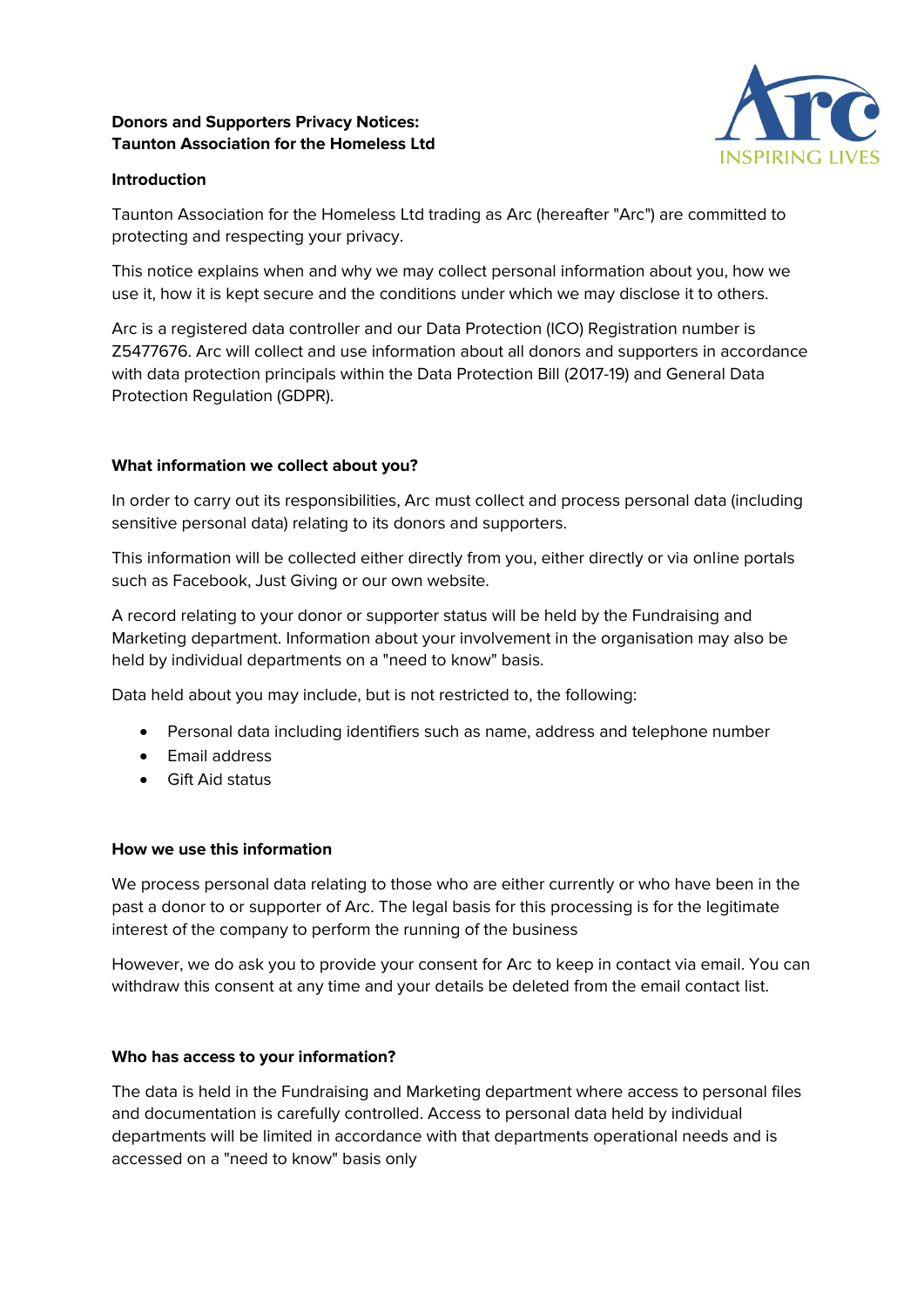**Donors and Supporters Privacy Notices:**
**Taunton Association for the Homeless Ltd**

Arc
INSPIRING LIVES

**Introduction**

Taunton Association for the Homeless Ltd trading as Arc (hereafter "Arc") are committed to protecting and respecting your privacy.

This notice explains when and why we may collect personal information about you, how we use it, how it is kept secure and the conditions under which we may disclose it to others.

Arc is a registered data controller and our Data Protection (ICO) Registration number is Z5477676. Arc will collect and use information about all donors and supporters in accordance with data protection principals within the Data Protection Bill (2017-19) and General Data Protection Regulation (GDPR).

**What information we collect about you?**

In order to carry out its responsibilities, Arc must collect and process personal data (including sensitive personal data) relating to its donors and supporters.

This information will be collected either directly from you, either directly or via online portals such as Facebook, Just Giving or our own website.

A record relating to your donor or supporter status will be held by the Fundraising and Marketing department. Information about your involvement in the organisation may also be held by individual departments on a "need to know" basis.

Data held about you may include, but is not restricted to, the following:

- Personal data including identifiers such as name, address and telephone number
- Email address
- Gift Aid status

**How we use this information**

We process personal data relating to those who are either currently or who have been in the past a donor to or supporter of Arc. The legal basis for this processing is for the legitimate interest of the company to perform the running of the business

However, we do ask you to provide your consent for Arc to keep in contact via email. You can withdraw this consent at any time and your details be deleted from the email contact list.

**Who has access to your information?**

The data is held in the Fundraising and Marketing department where access to personal files and documentation is carefully controlled. Access to personal data held by individual departments will be limited in accordance with that departments operational needs and is accessed on a "need to know" basis only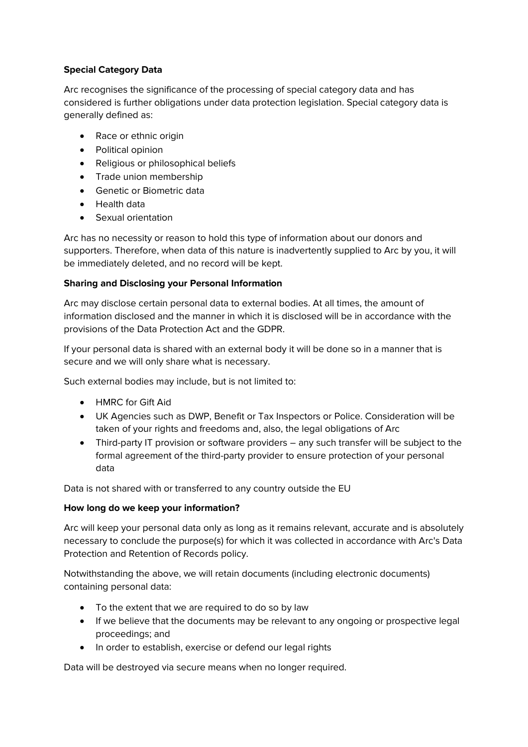**Special Category Data**

Arc recognises the significance of the processing of special category data and has considered is further obligations under data protection legislation. Special category data is generally defined as:

- Race or ethnic origin
- Political opinion
- Religious or philosophical beliefs
- Trade union membership
- Genetic or Biometric data
- Health data
- Sexual orientation

Arc has no necessity or reason to hold this type of information about our donors and supporters. Therefore, when data of this nature is inadvertently supplied to Arc by you, it will be immediately deleted, and no record will be kept.

**Sharing and Disclosing your Personal Information**

Arc may disclose certain personal data to external bodies. At all times, the amount of information disclosed and the manner in which it is disclosed will be in accordance with the provisions of the Data Protection Act and the GDPR.

If your personal data is shared with an external body it will be done so in a manner that is secure and we will only share what is necessary.

Such external bodies may include, but is not limited to:

- HMRC for Gift Aid
- UK Agencies such as DWP, Benefit or Tax Inspectors or Police. Consideration will be taken of your rights and freedoms and, also, the legal obligations of Arc
- Third-party IT provision or software providers – any such transfer will be subject to the formal agreement of the third-party provider to ensure protection of your personal data

Data is not shared with or transferred to any country outside the EU

**How long do we keep your information?**

Arc will keep your personal data only as long as it remains relevant, accurate and is absolutely necessary to conclude the purpose(s) for which it was collected in accordance with Arc's Data Protection and Retention of Records policy.

Notwithstanding the above, we will retain documents (including electronic documents) containing personal data:

- To the extent that we are required to do so by law
- If we believe that the documents may be relevant to any ongoing or prospective legal proceedings; and
- In order to establish, exercise or defend our legal rights

Data will be destroyed via secure means when no longer required.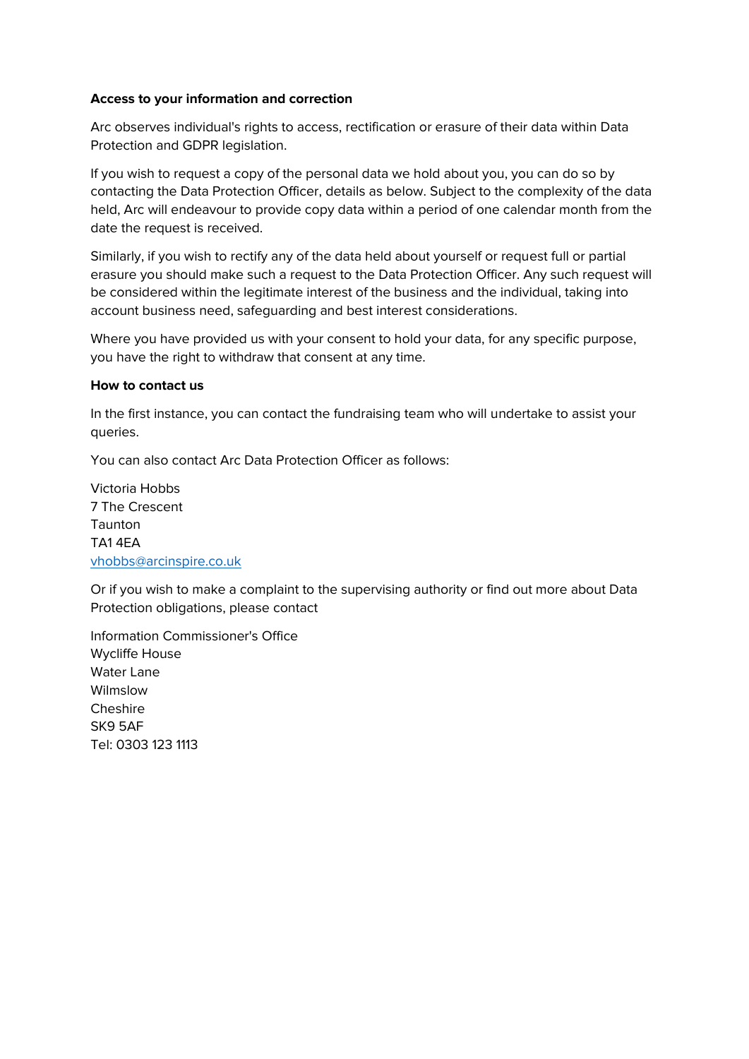**Access to your information and correction**

Arc observes individual's rights to access, rectification or erasure of their data within Data Protection and GDPR legislation.

If you wish to request a copy of the personal data we hold about you, you can do so by contacting the Data Protection Officer, details as below. Subject to the complexity of the data held, Arc will endeavour to provide copy data within a period of one calendar month from the date the request is received.

Similarly, if you wish to rectify any of the data held about yourself or request full or partial erasure you should make such a request to the Data Protection Officer. Any such request will be considered within the legitimate interest of the business and the individual, taking into account business need, safeguarding and best interest considerations.

Where you have provided us with your consent to hold your data, for any specific purpose, you have the right to withdraw that consent at any time.

**How to contact us**

In the first instance, you can contact the fundraising team who will undertake to assist your queries.

You can also contact Arc Data Protection Officer as follows:

Victoria Hobbs
7 The Crescent
Taunton
TA1 4EA
vhobbs@arcinspire.co.uk

Or if you wish to make a complaint to the supervising authority or find out more about Data Protection obligations, please contact

Information Commissioner's Office
Wycliffe House
Water Lane
Wilmslow
Cheshire
SK9 5AF
Tel: 0303 123 1113